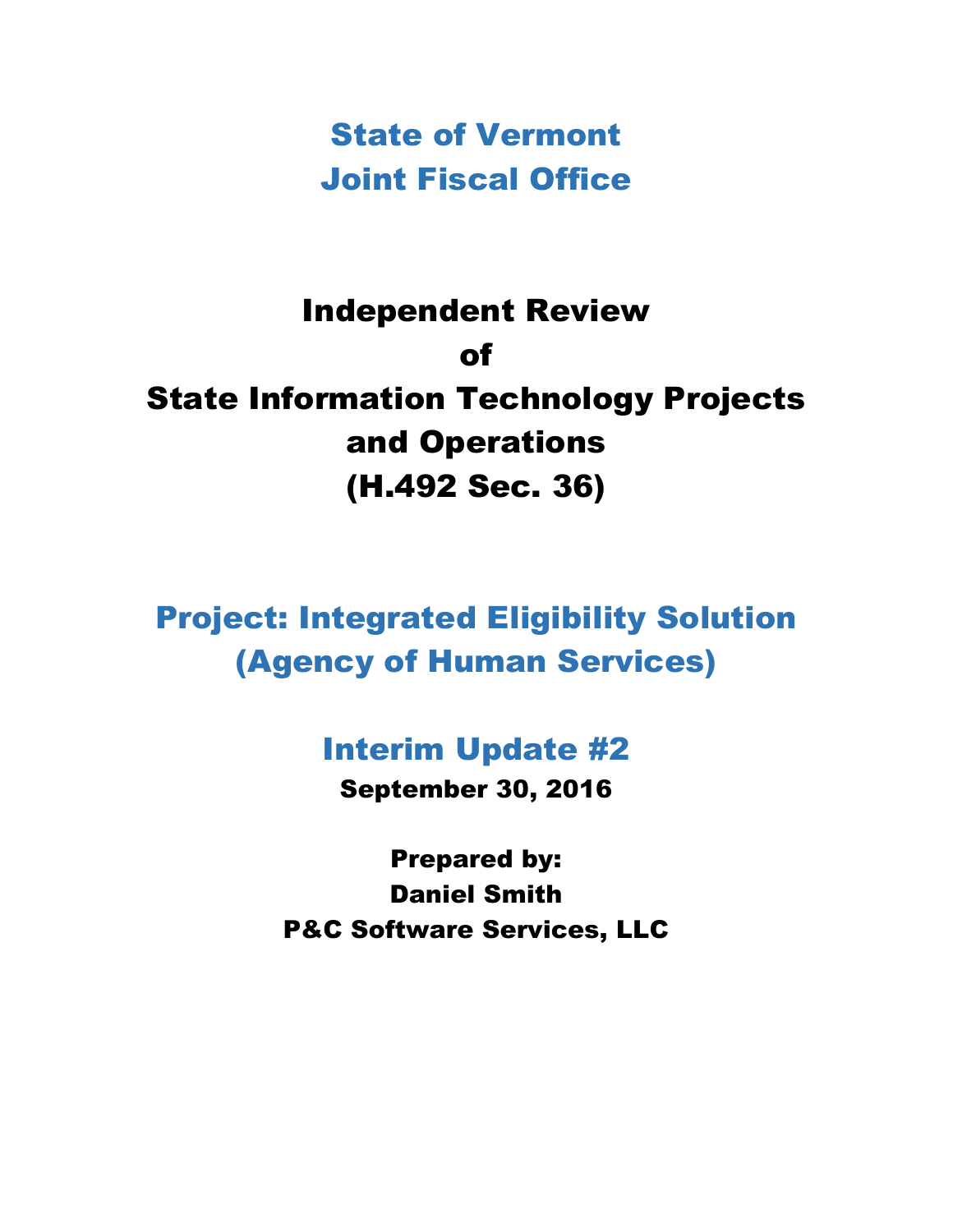# State of Vermont
# Joint Fiscal Office

# Independent Review
# of
# State Information Technology Projects and Operations
# (H.492 Sec. 36)

## Project: Integrated Eligibility Solution (Agency of Human Services)

## Interim Update #2

**September 30, 2016**

**Prepared by:**
**Daniel Smith**
**P&C Software Services, LLC**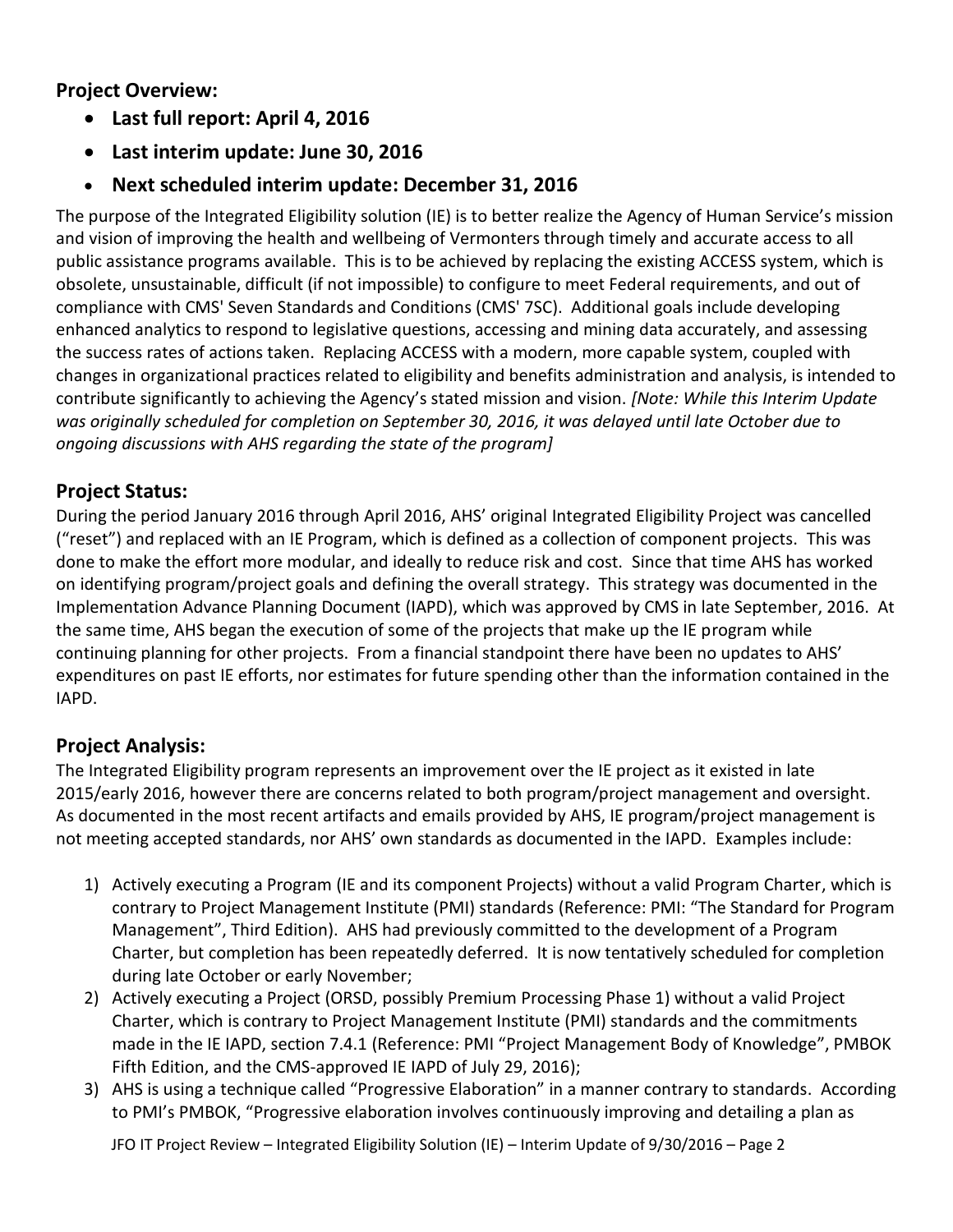## Project Overview:

- **Last full report: April 4, 2016**
- **Last interim update: June 30, 2016**
- **Next scheduled interim update: December 31, 2016**

The purpose of the Integrated Eligibility solution (IE) is to better realize the Agency of Human Service's mission and vision of improving the health and wellbeing of Vermonters through timely and accurate access to all public assistance programs available. This is to be achieved by replacing the existing ACCESS system, which is obsolete, unsustainable, difficult (if not impossible) to configure to meet Federal requirements, and out of compliance with CMS' Seven Standards and Conditions (CMS' 7SC). Additional goals include developing enhanced analytics to respond to legislative questions, accessing and mining data accurately, and assessing the success rates of actions taken. Replacing ACCESS with a modern, more capable system, coupled with changes in organizational practices related to eligibility and benefits administration and analysis, is intended to contribute significantly to achieving the Agency's stated mission and vision. *[Note: While this Interim Update was originally scheduled for completion on September 30, 2016, it was delayed until late October due to ongoing discussions with AHS regarding the state of the program]*

## Project Status:

During the period January 2016 through April 2016, AHS' original Integrated Eligibility Project was cancelled ("reset") and replaced with an IE Program, which is defined as a collection of component projects. This was done to make the effort more modular, and ideally to reduce risk and cost. Since that time AHS has worked on identifying program/project goals and defining the overall strategy. This strategy was documented in the Implementation Advance Planning Document (IAPD), which was approved by CMS in late September, 2016. At the same time, AHS began the execution of some of the projects that make up the IE program while continuing planning for other projects. From a financial standpoint there have been no updates to AHS' expenditures on past IE efforts, nor estimates for future spending other than the information contained in the IAPD.

## Project Analysis:

The Integrated Eligibility program represents an improvement over the IE project as it existed in late 2015/early 2016, however there are concerns related to both program/project management and oversight. As documented in the most recent artifacts and emails provided by AHS, IE program/project management is not meeting accepted standards, nor AHS' own standards as documented in the IAPD. Examples include:

1) Actively executing a Program (IE and its component Projects) without a valid Program Charter, which is contrary to Project Management Institute (PMI) standards (Reference: PMI: "The Standard for Program Management", Third Edition). AHS had previously committed to the development of a Program Charter, but completion has been repeatedly deferred. It is now tentatively scheduled for completion during late October or early November;
2) Actively executing a Project (ORSD, possibly Premium Processing Phase 1) without a valid Project Charter, which is contrary to Project Management Institute (PMI) standards and the commitments made in the IE IAPD, section 7.4.1 (Reference: PMI "Project Management Body of Knowledge", PMBOK Fifth Edition, and the CMS-approved IE IAPD of July 29, 2016);
3) AHS is using a technique called "Progressive Elaboration" in a manner contrary to standards. According to PMI's PMBOK, "Progressive elaboration involves continuously improving and detailing a plan as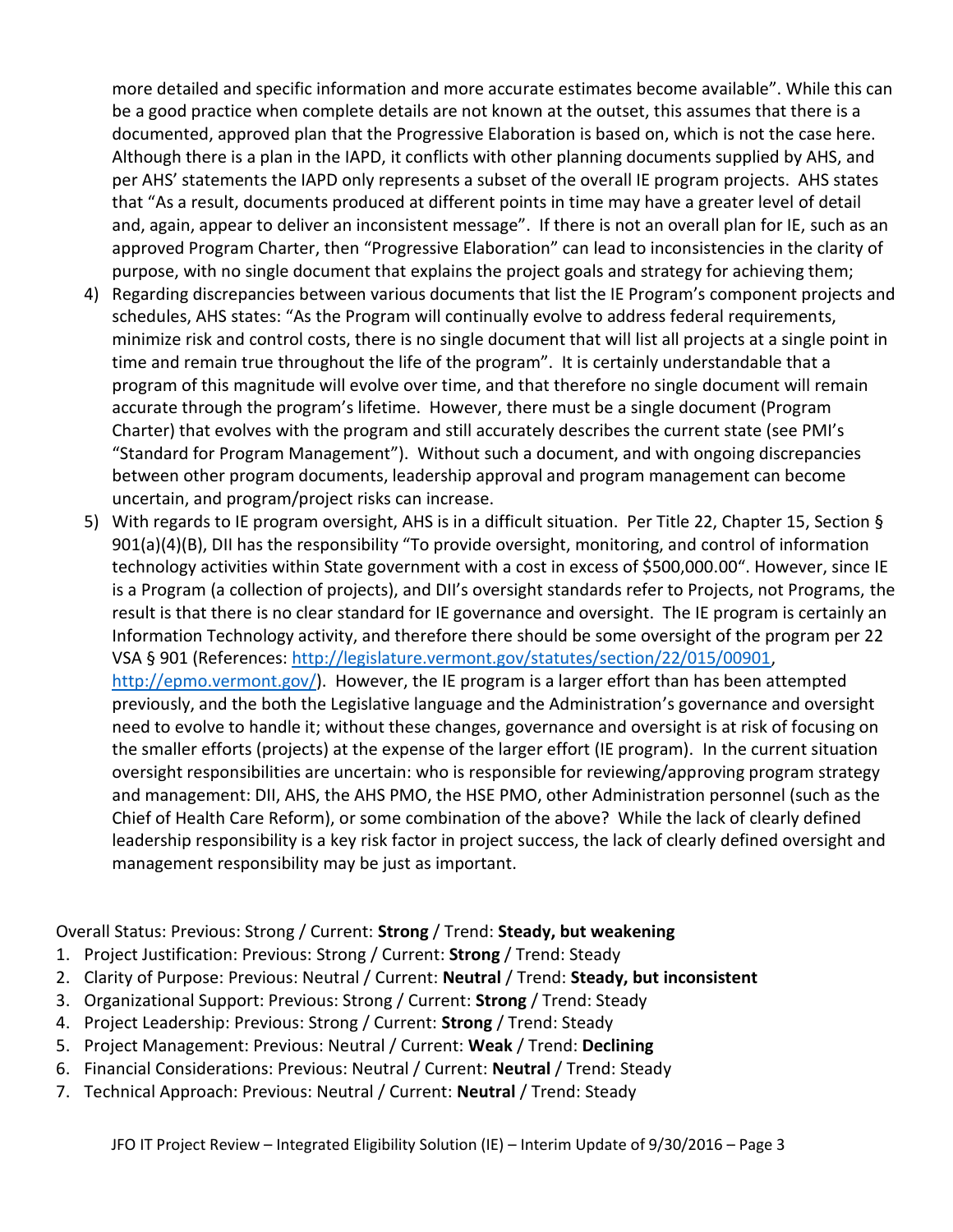more detailed and specific information and more accurate estimates become available". While this can be a good practice when complete details are not known at the outset, this assumes that there is a documented, approved plan that the Progressive Elaboration is based on, which is not the case here. Although there is a plan in the IAPD, it conflicts with other planning documents supplied by AHS, and per AHS' statements the IAPD only represents a subset of the overall IE program projects. AHS states that "As a result, documents produced at different points in time may have a greater level of detail and, again, appear to deliver an inconsistent message". If there is not an overall plan for IE, such as an approved Program Charter, then "Progressive Elaboration" can lead to inconsistencies in the clarity of purpose, with no single document that explains the project goals and strategy for achieving them;

4) Regarding discrepancies between various documents that list the IE Program's component projects and schedules, AHS states: "As the Program will continually evolve to address federal requirements, minimize risk and control costs, there is no single document that will list all projects at a single point in time and remain true throughout the life of the program". It is certainly understandable that a program of this magnitude will evolve over time, and that therefore no single document will remain accurate through the program's lifetime. However, there must be a single document (Program Charter) that evolves with the program and still accurately describes the current state (see PMI's "Standard for Program Management"). Without such a document, and with ongoing discrepancies between other program documents, leadership approval and program management can become uncertain, and program/project risks can increase.

5) With regards to IE program oversight, AHS is in a difficult situation. Per Title 22, Chapter 15, Section § 901(a)(4)(B), DII has the responsibility "To provide oversight, monitoring, and control of information technology activities within State government with a cost in excess of $500,000.00". However, since IE is a Program (a collection of projects), and DII's oversight standards refer to Projects, not Programs, the result is that there is no clear standard for IE governance and oversight. The IE program is certainly an Information Technology activity, and therefore there should be some oversight of the program per 22 VSA § 901 (References: http://legislature.vermont.gov/statutes/section/22/015/00901, http://epmo.vermont.gov/). However, the IE program is a larger effort than has been attempted previously, and the both the Legislative language and the Administration's governance and oversight need to evolve to handle it; without these changes, governance and oversight is at risk of focusing on the smaller efforts (projects) at the expense of the larger effort (IE program). In the current situation oversight responsibilities are uncertain: who is responsible for reviewing/approving program strategy and management: DII, AHS, the AHS PMO, the HSE PMO, other Administration personnel (such as the Chief of Health Care Reform), or some combination of the above? While the lack of clearly defined leadership responsibility is a key risk factor in project success, the lack of clearly defined oversight and management responsibility may be just as important.

Overall Status: Previous: Strong / Current: **Strong** / Trend: **Steady, but weakening**

1. Project Justification: Previous: Strong / Current: **Strong** / Trend: Steady
2. Clarity of Purpose: Previous: Neutral / Current: **Neutral** / Trend: **Steady, but inconsistent**
3. Organizational Support: Previous: Strong / Current: **Strong** / Trend: Steady
4. Project Leadership: Previous: Strong / Current: **Strong** / Trend: Steady
5. Project Management: Previous: Neutral / Current: **Weak** / Trend: **Declining**
6. Financial Considerations: Previous: Neutral / Current: **Neutral** / Trend: Steady
7. Technical Approach: Previous: Neutral / Current: **Neutral** / Trend: Steady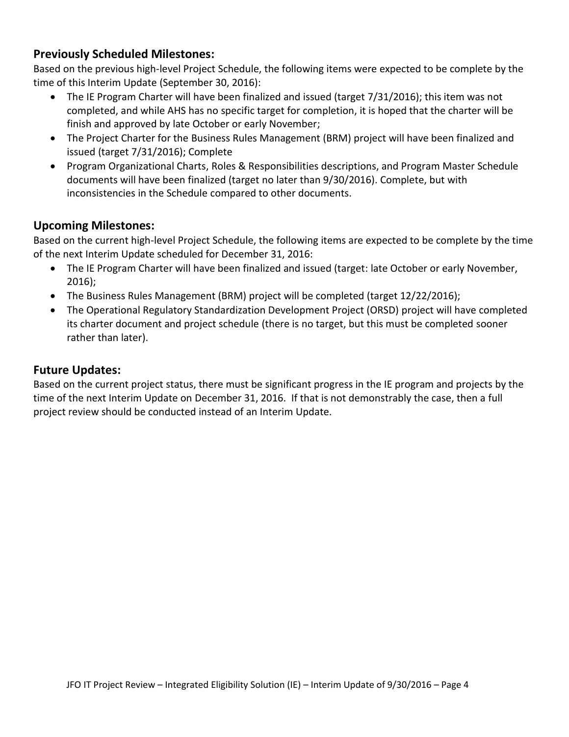## Previously Scheduled Milestones:

Based on the previous high-level Project Schedule, the following items were expected to be complete by the time of this Interim Update (September 30, 2016):

- The IE Program Charter will have been finalized and issued (target 7/31/2016); this item was not completed, and while AHS has no specific target for completion, it is hoped that the charter will be finish and approved by late October or early November;
- The Project Charter for the Business Rules Management (BRM) project will have been finalized and issued (target 7/31/2016); Complete
- Program Organizational Charts, Roles & Responsibilities descriptions, and Program Master Schedule documents will have been finalized (target no later than 9/30/2016). Complete, but with inconsistencies in the Schedule compared to other documents.

## Upcoming Milestones:

Based on the current high-level Project Schedule, the following items are expected to be complete by the time of the next Interim Update scheduled for December 31, 2016:

- The IE Program Charter will have been finalized and issued (target: late October or early November, 2016);
- The Business Rules Management (BRM) project will be completed (target 12/22/2016);
- The Operational Regulatory Standardization Development Project (ORSD) project will have completed its charter document and project schedule (there is no target, but this must be completed sooner rather than later).

## Future Updates:

Based on the current project status, there must be significant progress in the IE program and projects by the time of the next Interim Update on December 31, 2016. If that is not demonstrably the case, then a full project review should be conducted instead of an Interim Update.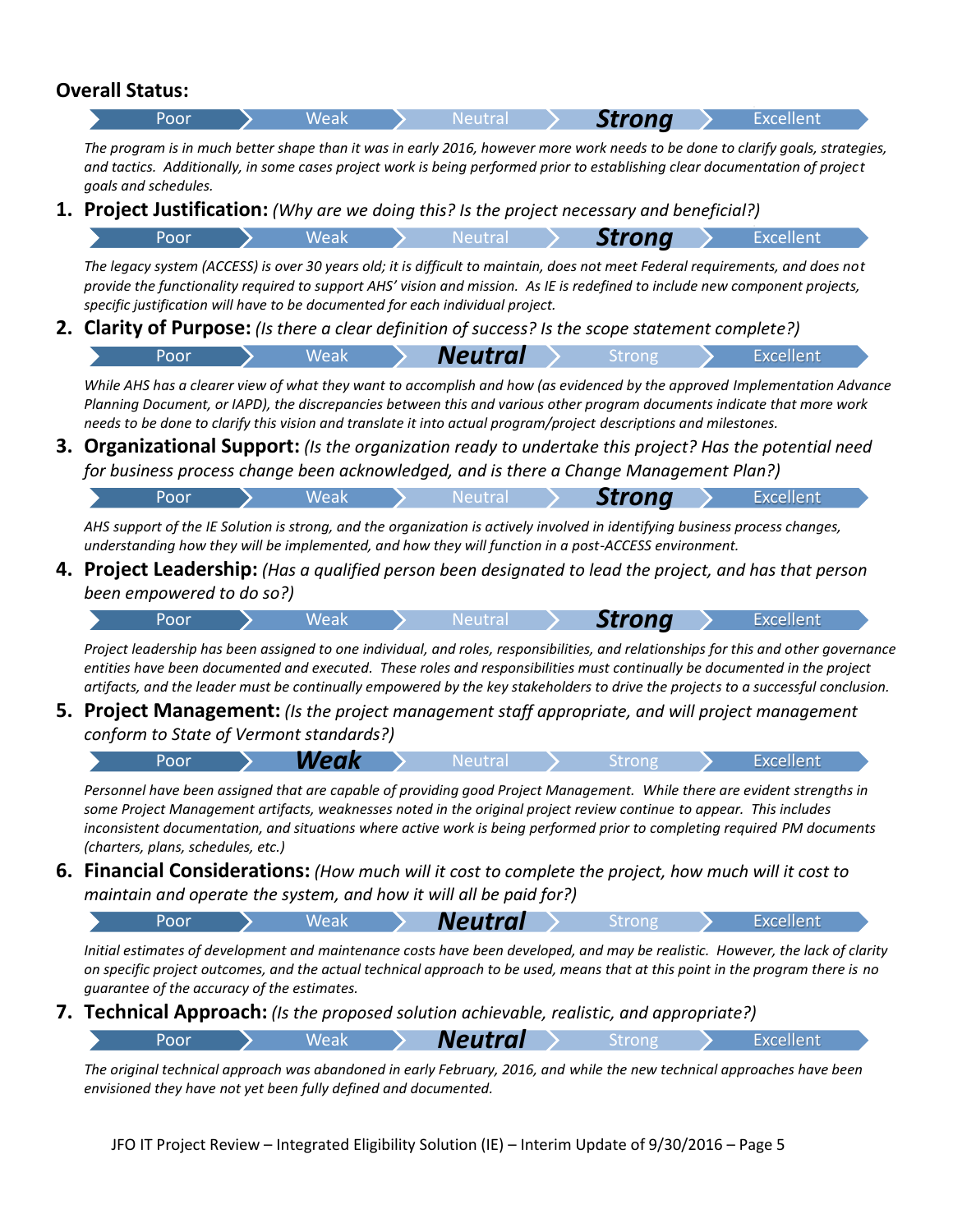## Overall Status:

Poor | Weak | Neutral | **Strong** | Excellent

*The program is in much better shape than it was in early 2016, however more work needs to be done to clarify goals, strategies, and tactics. Additionally, in some cases project work is being performed prior to establishing clear documentation of project goals and schedules.*

1. **Project Justification:** *(Why are we doing this? Is the project necessary and beneficial?)*

   Poor | Weak | Neutral | **Strong** | Excellent

   *The legacy system (ACCESS) is over 30 years old; it is difficult to maintain, does not meet Federal requirements, and does not provide the functionality required to support AHS' vision and mission. As IE is redefined to include new component projects, specific justification will have to be documented for each individual project.*

2. **Clarity of Purpose:** *(Is there a clear definition of success? Is the scope statement complete?)*

   Poor | Weak | **Neutral** | Strong | Excellent

   *While AHS has a clearer view of what they want to accomplish and how (as evidenced by the approved Implementation Advance Planning Document, or IAPD), the discrepancies between this and various other program documents indicate that more work needs to be done to clarify this vision and translate it into actual program/project descriptions and milestones.*

3. **Organizational Support:** *(Is the organization ready to undertake this project? Has the potential need for business process change been acknowledged, and is there a Change Management Plan?)*

   Poor | Weak | Neutral | **Strong** | Excellent

   *AHS support of the IE Solution is strong, and the organization is actively involved in identifying business process changes, understanding how they will be implemented, and how they will function in a post-ACCESS environment.*

4. **Project Leadership:** *(Has a qualified person been designated to lead the project, and has that person been empowered to do so?)*

   Poor | Weak | Neutral | **Strong** | Excellent

   *Project leadership has been assigned to one individual, and roles, responsibilities, and relationships for this and other governance entities have been documented and executed. These roles and responsibilities must continually be documented in the project artifacts, and the leader must be continually empowered by the key stakeholders to drive the projects to a successful conclusion.*

5. **Project Management:** *(Is the project management staff appropriate, and will project management conform to State of Vermont standards?)*

   Poor | **Weak** | Neutral | Strong | Excellent

   *Personnel have been assigned that are capable of providing good Project Management. While there are evident strengths in some Project Management artifacts, weaknesses noted in the original project review continue to appear. This includes inconsistent documentation, and situations where active work is being performed prior to completing required PM documents (charters, plans, schedules, etc.)*

6. **Financial Considerations:** *(How much will it cost to complete the project, how much will it cost to maintain and operate the system, and how it will all be paid for?)*

   Poor | Weak | **Neutral** | Strong | Excellent

   *Initial estimates of development and maintenance costs have been developed, and may be realistic. However, the lack of clarity on specific project outcomes, and the actual technical approach to be used, means that at this point in the program there is no guarantee of the accuracy of the estimates.*

7. **Technical Approach:** *(Is the proposed solution achievable, realistic, and appropriate?)*

   Poor | Weak | **Neutral** | Strong | Excellent

   *The original technical approach was abandoned in early February, 2016, and while the new technical approaches have been envisioned they have not yet been fully defined and documented.*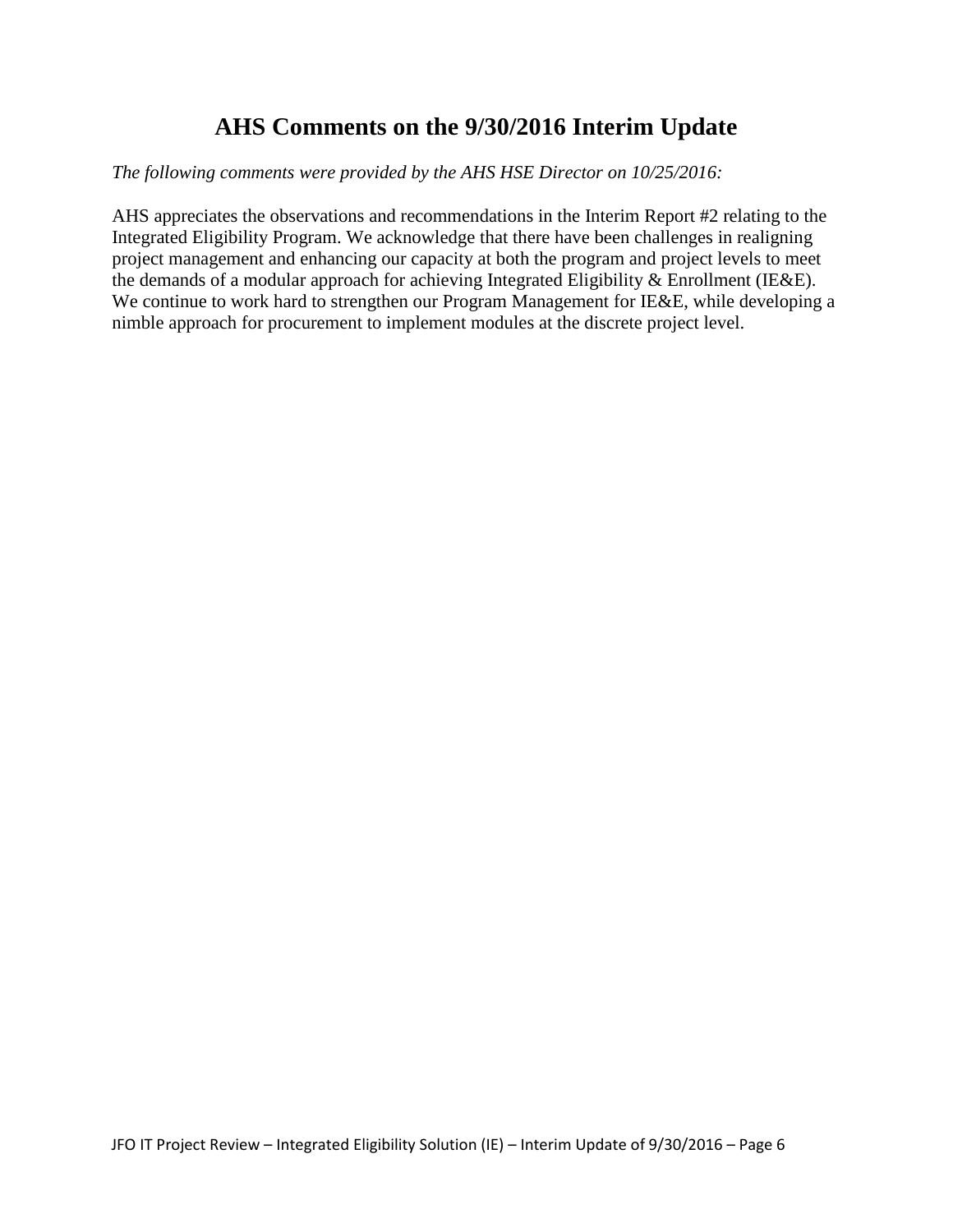# AHS Comments on the 9/30/2016 Interim Update

*The following comments were provided by the AHS HSE Director on 10/25/2016:*

AHS appreciates the observations and recommendations in the Interim Report #2 relating to the Integrated Eligibility Program. We acknowledge that there have been challenges in realigning project management and enhancing our capacity at both the program and project levels to meet the demands of a modular approach for achieving Integrated Eligibility & Enrollment (IE&E). We continue to work hard to strengthen our Program Management for IE&E, while developing a nimble approach for procurement to implement modules at the discrete project level.